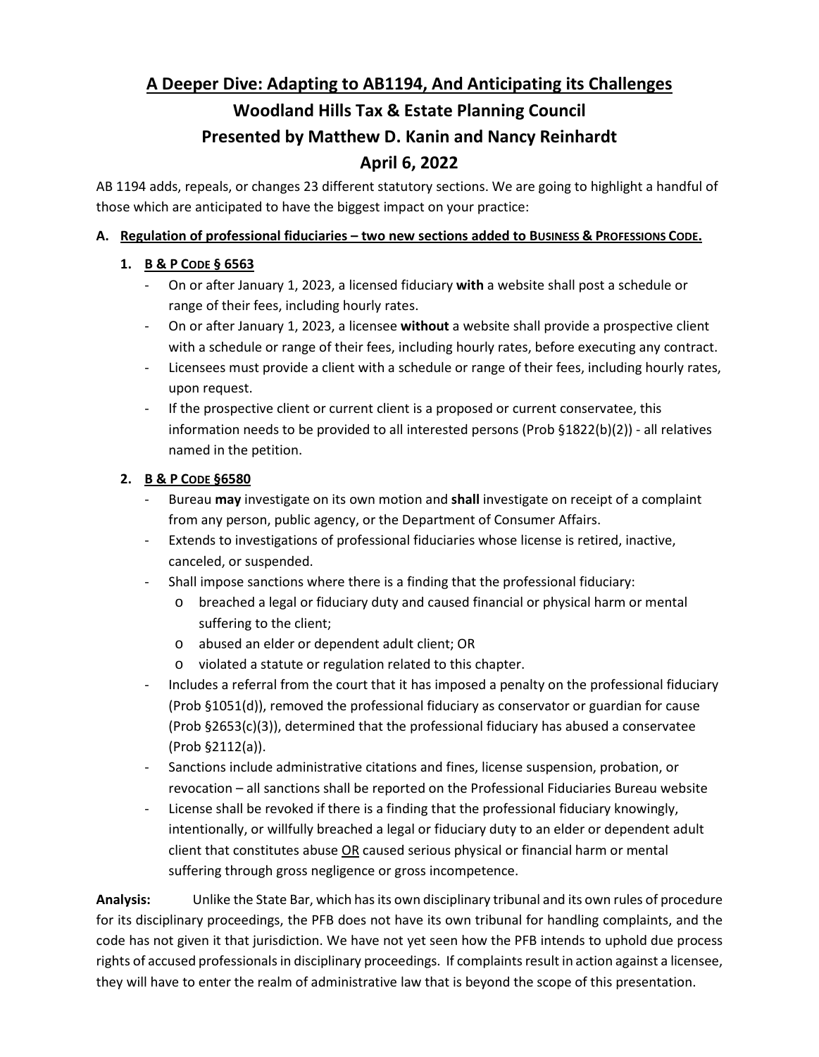# A Deeper Dive: Adapting to AB1194, And Anticipating its Challenges

## Woodland Hills Tax & Estate Planning Council

## Presented by Matthew D. Kanin and Nancy Reinhardt

## April 6, 2022

AB 1194 adds, repeals, or changes 23 different statutory sections. We are going to highlight a handful of those which are anticipated to have the biggest impact on your practice:

### A. Regulation of professional fiduciaries – two new sections added to Business & Professions Code.

#### 1. B & P Code § 6563

- On or after January 1, 2023, a licensed fiduciary **with** a website shall post a schedule or range of their fees, including hourly rates.
- On or after January 1, 2023, a licensee **without** a website shall provide a prospective client with a schedule or range of their fees, including hourly rates, before executing any contract.
- Licensees must provide a client with a schedule or range of their fees, including hourly rates, upon request.
- If the prospective client or current client is a proposed or current conservatee, this information needs to be provided to all interested persons (Prob §1822(b)(2)) - all relatives named in the petition.

#### 2. B & P Code §6580

- Bureau **may** investigate on its own motion and **shall** investigate on receipt of a complaint from any person, public agency, or the Department of Consumer Affairs.
- Extends to investigations of professional fiduciaries whose license is retired, inactive, canceled, or suspended.
- Shall impose sanctions where there is a finding that the professional fiduciary:
  - breached a legal or fiduciary duty and caused financial or physical harm or mental suffering to the client;
  - abused an elder or dependent adult client; OR
  - violated a statute or regulation related to this chapter.
- Includes a referral from the court that it has imposed a penalty on the professional fiduciary (Prob §1051(d)), removed the professional fiduciary as conservator or guardian for cause (Prob §2653(c)(3)), determined that the professional fiduciary has abused a conservatee (Prob §2112(a)).
- Sanctions include administrative citations and fines, license suspension, probation, or revocation – all sanctions shall be reported on the Professional Fiduciaries Bureau website
- License shall be revoked if there is a finding that the professional fiduciary knowingly, intentionally, or willfully breached a legal or fiduciary duty to an elder or dependent adult client that constitutes abuse OR caused serious physical or financial harm or mental suffering through gross negligence or gross incompetence.

**Analysis:** Unlike the State Bar, which has its own disciplinary tribunal and its own rules of procedure for its disciplinary proceedings, the PFB does not have its own tribunal for handling complaints, and the code has not given it that jurisdiction. We have not yet seen how the PFB intends to uphold due process rights of accused professionals in disciplinary proceedings. If complaints result in action against a licensee, they will have to enter the realm of administrative law that is beyond the scope of this presentation.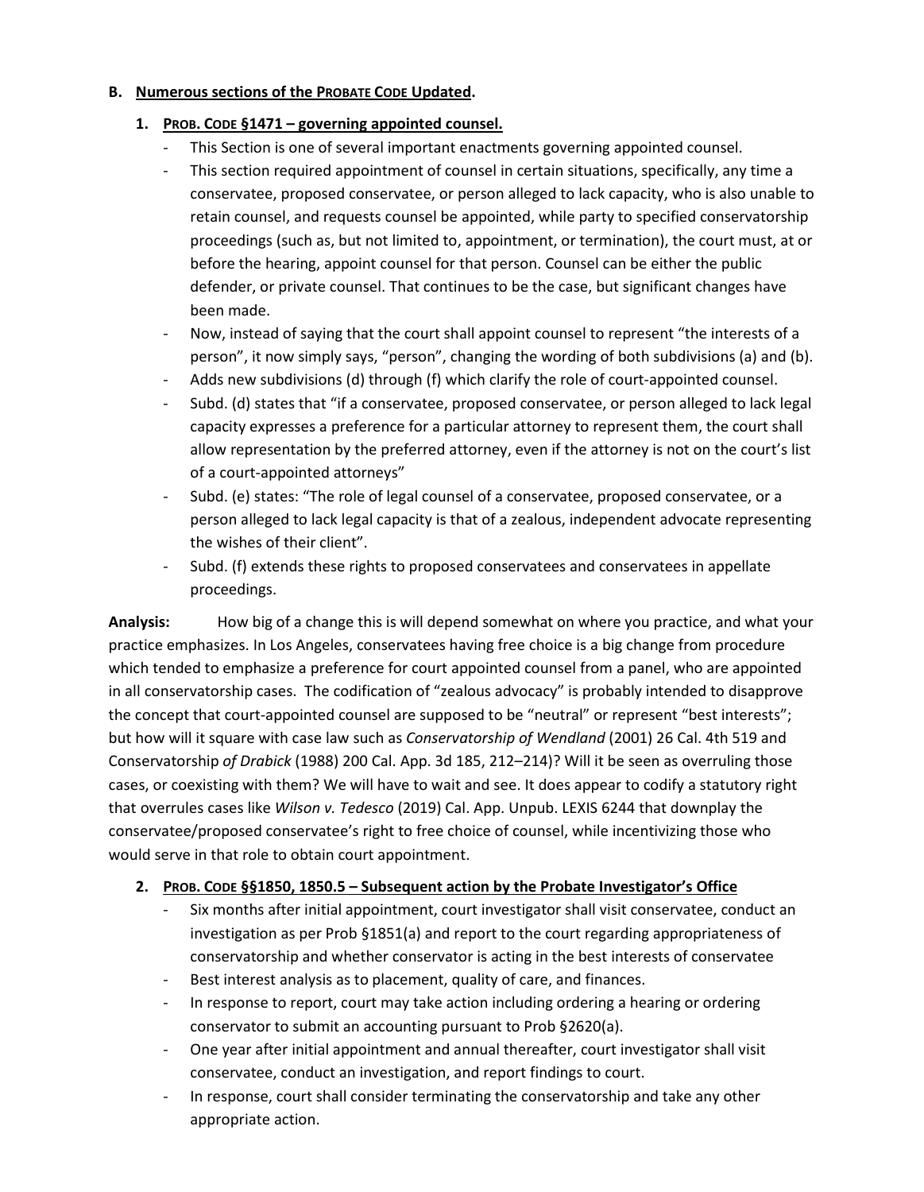**B. Numerous sections of the PROBATE CODE Updated.**

**1. PROB. CODE §1471 – governing appointed counsel.**

- This Section is one of several important enactments governing appointed counsel.
- This section required appointment of counsel in certain situations, specifically, any time a conservatee, proposed conservatee, or person alleged to lack capacity, who is also unable to retain counsel, and requests counsel be appointed, while party to specified conservatorship proceedings (such as, but not limited to, appointment, or termination), the court must, at or before the hearing, appoint counsel for that person. Counsel can be either the public defender, or private counsel. That continues to be the case, but significant changes have been made.
- Now, instead of saying that the court shall appoint counsel to represent "the interests of a person", it now simply says, "person", changing the wording of both subdivisions (a) and (b).
- Adds new subdivisions (d) through (f) which clarify the role of court-appointed counsel.
- Subd. (d) states that "if a conservatee, proposed conservatee, or person alleged to lack legal capacity expresses a preference for a particular attorney to represent them, the court shall allow representation by the preferred attorney, even if the attorney is not on the court's list of a court-appointed attorneys"
- Subd. (e) states: "The role of legal counsel of a conservatee, proposed conservatee, or a person alleged to lack legal capacity is that of a zealous, independent advocate representing the wishes of their client".
- Subd. (f) extends these rights to proposed conservatees and conservatees in appellate proceedings.

**Analysis:** How big of a change this is will depend somewhat on where you practice, and what your practice emphasizes. In Los Angeles, conservatees having free choice is a big change from procedure which tended to emphasize a preference for court appointed counsel from a panel, who are appointed in all conservatorship cases. The codification of "zealous advocacy" is probably intended to disapprove the concept that court-appointed counsel are supposed to be "neutral" or represent "best interests"; but how will it square with case law such as *Conservatorship of Wendland* (2001) 26 Cal. 4th 519 and Conservatorship *of Drabick* (1988) 200 Cal. App. 3d 185, 212–214)? Will it be seen as overruling those cases, or coexisting with them? We will have to wait and see. It does appear to codify a statutory right that overrules cases like *Wilson v. Tedesco* (2019) Cal. App. Unpub. LEXIS 6244 that downplay the conservatee/proposed conservatee's right to free choice of counsel, while incentivizing those who would serve in that role to obtain court appointment.

**2. PROB. CODE §§1850, 1850.5 – Subsequent action by the Probate Investigator's Office**

- Six months after initial appointment, court investigator shall visit conservatee, conduct an investigation as per Prob §1851(a) and report to the court regarding appropriateness of conservatorship and whether conservator is acting in the best interests of conservatee
- Best interest analysis as to placement, quality of care, and finances.
- In response to report, court may take action including ordering a hearing or ordering conservator to submit an accounting pursuant to Prob §2620(a).
- One year after initial appointment and annual thereafter, court investigator shall visit conservatee, conduct an investigation, and report findings to court.
- In response, court shall consider terminating the conservatorship and take any other appropriate action.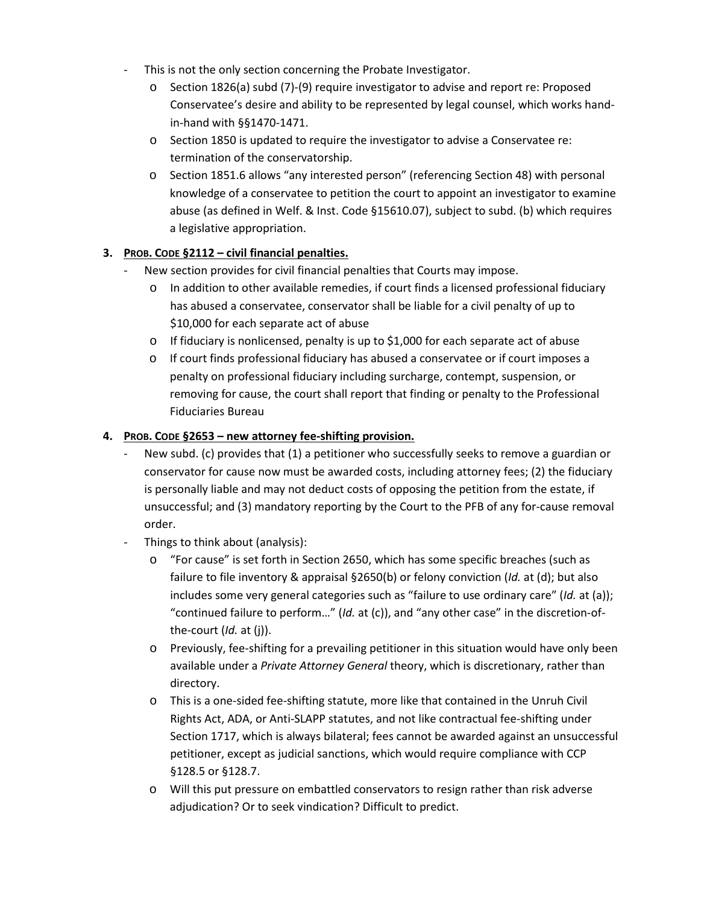- This is not the only section concerning the Probate Investigator.
  - Section 1826(a) subd (7)-(9) require investigator to advise and report re: Proposed Conservatee's desire and ability to be represented by legal counsel, which works hand-in-hand with §§1470-1471.
  - Section 1850 is updated to require the investigator to advise a Conservatee re: termination of the conservatorship.
  - Section 1851.6 allows "any interested person" (referencing Section 48) with personal knowledge of a conservatee to petition the court to appoint an investigator to examine abuse (as defined in Welf. & Inst. Code §15610.07), subject to subd. (b) which requires a legislative appropriation.

**3. <u>PROB. CODE §2112 – civil financial penalties.</u>**

- New section provides for civil financial penalties that Courts may impose.
  - In addition to other available remedies, if court finds a licensed professional fiduciary has abused a conservatee, conservator shall be liable for a civil penalty of up to $10,000 for each separate act of abuse
  - If fiduciary is nonlicensed, penalty is up to $1,000 for each separate act of abuse
  - If court finds professional fiduciary has abused a conservatee or if court imposes a penalty on professional fiduciary including surcharge, contempt, suspension, or removing for cause, the court shall report that finding or penalty to the Professional Fiduciaries Bureau

**4. <u>PROB. CODE §2653 – new attorney fee-shifting provision.</u>**

- New subd. (c) provides that (1) a petitioner who successfully seeks to remove a guardian or conservator for cause now must be awarded costs, including attorney fees; (2) the fiduciary is personally liable and may not deduct costs of opposing the petition from the estate, if unsuccessful; and (3) mandatory reporting by the Court to the PFB of any for-cause removal order.
- Things to think about (analysis):
  - "For cause" is set forth in Section 2650, which has some specific breaches (such as failure to file inventory & appraisal §2650(b) or felony conviction (*Id.* at (d); but also includes some very general categories such as "failure to use ordinary care" (*Id.* at (a)); "continued failure to perform…" (*Id.* at (c)), and "any other case" in the discretion-of-the-court (*Id.* at (j)).
  - Previously, fee-shifting for a prevailing petitioner in this situation would have only been available under a *Private Attorney General* theory, which is discretionary, rather than directory.
  - This is a one-sided fee-shifting statute, more like that contained in the Unruh Civil Rights Act, ADA, or Anti-SLAPP statutes, and not like contractual fee-shifting under Section 1717, which is always bilateral; fees cannot be awarded against an unsuccessful petitioner, except as judicial sanctions, which would require compliance with CCP §128.5 or §128.7.
  - Will this put pressure on embattled conservators to resign rather than risk adverse adjudication? Or to seek vindication? Difficult to predict.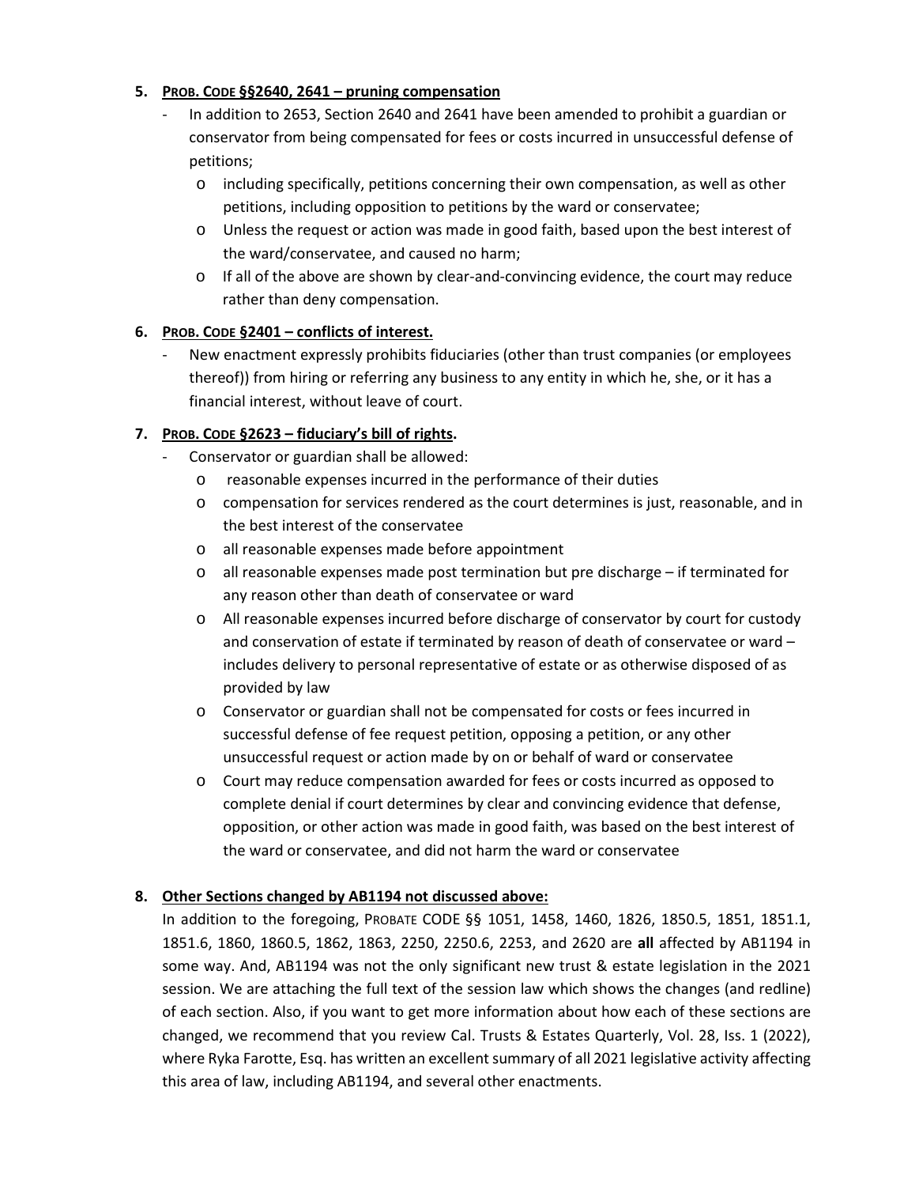5. **<u>PROB. CODE §§2640, 2641 – pruning compensation</u>**
   - In addition to 2653, Section 2640 and 2641 have been amended to prohibit a guardian or conservator from being compensated for fees or costs incurred in unsuccessful defense of petitions;
     - including specifically, petitions concerning their own compensation, as well as other petitions, including opposition to petitions by the ward or conservatee;
     - Unless the request or action was made in good faith, based upon the best interest of the ward/conservatee, and caused no harm;
     - If all of the above are shown by clear-and-convincing evidence, the court may reduce rather than deny compensation.

6. **<u>PROB. CODE §2401 – conflicts of interest.</u>**
   - New enactment expressly prohibits fiduciaries (other than trust companies (or employees thereof)) from hiring or referring any business to any entity in which he, she, or it has a financial interest, without leave of court.

7. **<u>PROB. CODE §2623 – fiduciary's bill of rights</u>.**
   - Conservator or guardian shall be allowed:
     - reasonable expenses incurred in the performance of their duties
     - compensation for services rendered as the court determines is just, reasonable, and in the best interest of the conservatee
     - all reasonable expenses made before appointment
     - all reasonable expenses made post termination but pre discharge – if terminated for any reason other than death of conservatee or ward
     - All reasonable expenses incurred before discharge of conservator by court for custody and conservation of estate if terminated by reason of death of conservatee or ward – includes delivery to personal representative of estate or as otherwise disposed of as provided by law
     - Conservator or guardian shall not be compensated for costs or fees incurred in successful defense of fee request petition, opposing a petition, or any other unsuccessful request or action made by on or behalf of ward or conservatee
     - Court may reduce compensation awarded for fees or costs incurred as opposed to complete denial if court determines by clear and convincing evidence that defense, opposition, or other action was made in good faith, was based on the best interest of the ward or conservatee, and did not harm the ward or conservatee

8. **<u>Other Sections changed by AB1194 not discussed above:</u>**

   In addition to the foregoing, PROBATE CODE §§ 1051, 1458, 1460, 1826, 1850.5, 1851, 1851.1, 1851.6, 1860, 1860.5, 1862, 1863, 2250, 2250.6, 2253, and 2620 are **all** affected by AB1194 in some way. And, AB1194 was not the only significant new trust & estate legislation in the 2021 session. We are attaching the full text of the session law which shows the changes (and redline) of each section. Also, if you want to get more information about how each of these sections are changed, we recommend that you review Cal. Trusts & Estates Quarterly, Vol. 28, Iss. 1 (2022), where Ryka Farotte, Esq. has written an excellent summary of all 2021 legislative activity affecting this area of law, including AB1194, and several other enactments.